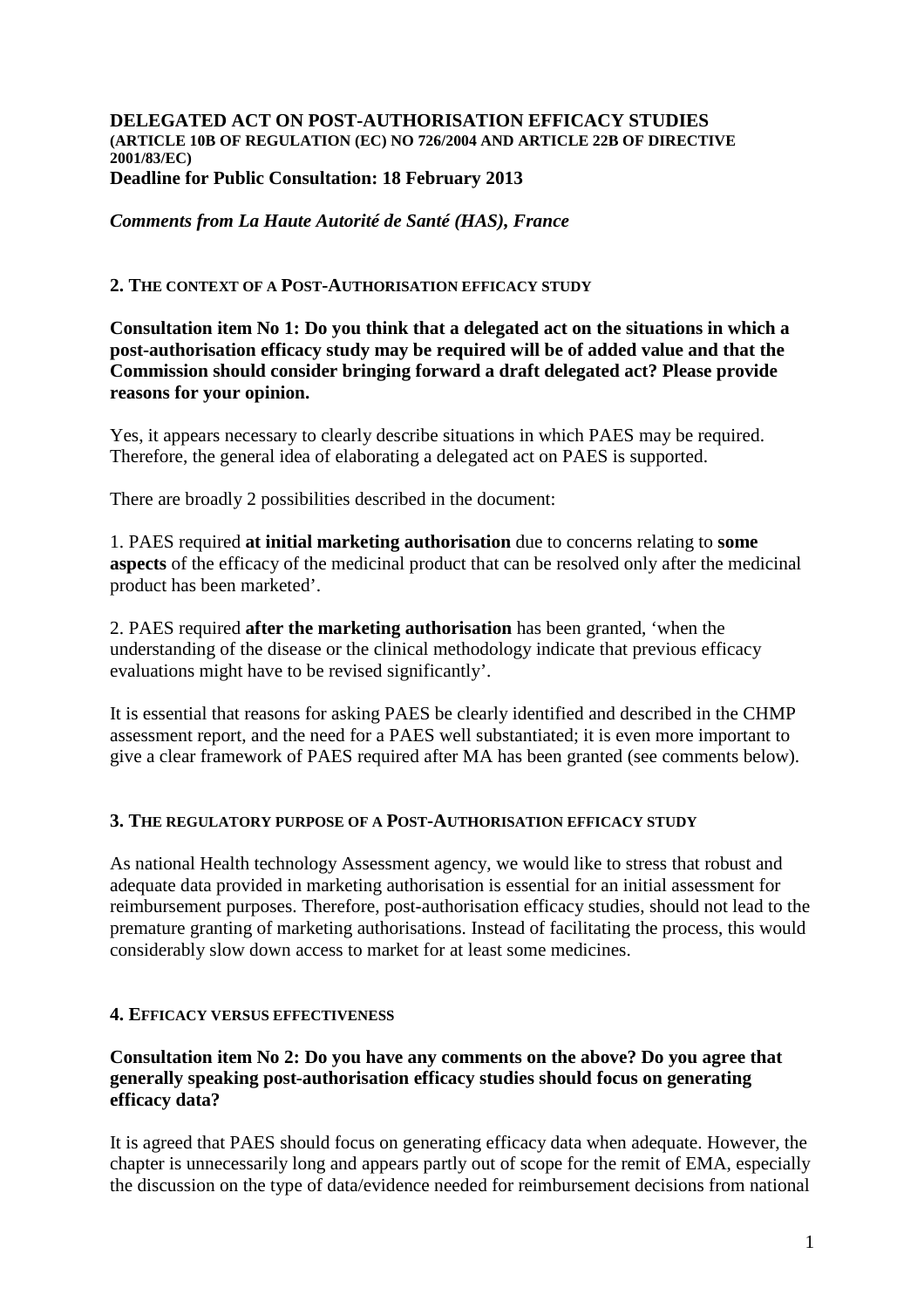# DELEGATED ACT ON POST-AUTHORISATION EFFICACY STUDIES

**(ARTICLE 10B OF REGULATION (EC) NO 726/2004 AND ARTICLE 22B OF DIRECTIVE 2001/83/EC)**

**Deadline for Public Consultation: 18 February 2013**

***Comments from La Haute Autorité de Santé (HAS), France***

## 2. THE CONTEXT OF A POST-AUTHORISATION EFFICACY STUDY

**Consultation item No 1: Do you think that a delegated act on the situations in which a post-authorisation efficacy study may be required will be of added value and that the Commission should consider bringing forward a draft delegated act? Please provide reasons for your opinion.**

Yes, it appears necessary to clearly describe situations in which PAES may be required. Therefore, the general idea of elaborating a delegated act on PAES is supported.

There are broadly 2 possibilities described in the document:

1. PAES required **at initial marketing authorisation** due to concerns relating to **some aspects** of the efficacy of the medicinal product that can be resolved only after the medicinal product has been marketed'.

2. PAES required **after the marketing authorisation** has been granted, 'when the understanding of the disease or the clinical methodology indicate that previous efficacy evaluations might have to be revised significantly'.

It is essential that reasons for asking PAES be clearly identified and described in the CHMP assessment report, and the need for a PAES well substantiated; it is even more important to give a clear framework of PAES required after MA has been granted (see comments below).

## 3. THE REGULATORY PURPOSE OF A POST-AUTHORISATION EFFICACY STUDY

As national Health technology Assessment agency, we would like to stress that robust and adequate data provided in marketing authorisation is essential for an initial assessment for reimbursement purposes. Therefore, post-authorisation efficacy studies, should not lead to the premature granting of marketing authorisations. Instead of facilitating the process, this would considerably slow down access to market for at least some medicines.

## 4. EFFICACY VERSUS EFFECTIVENESS

**Consultation item No 2: Do you have any comments on the above? Do you agree that generally speaking post-authorisation efficacy studies should focus on generating efficacy data?**

It is agreed that PAES should focus on generating efficacy data when adequate. However, the chapter is unnecessarily long and appears partly out of scope for the remit of EMA, especially the discussion on the type of data/evidence needed for reimbursement decisions from national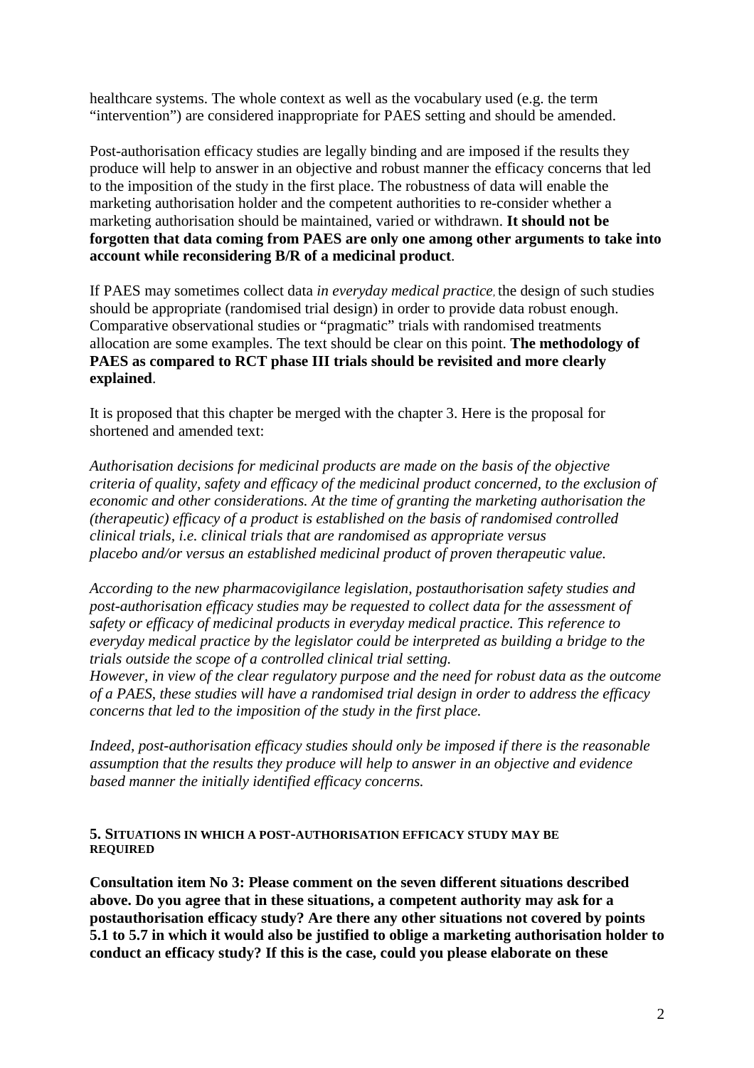healthcare systems. The whole context as well as the vocabulary used (e.g. the term "intervention") are considered inappropriate for PAES setting and should be amended.

Post-authorisation efficacy studies are legally binding and are imposed if the results they produce will help to answer in an objective and robust manner the efficacy concerns that led to the imposition of the study in the first place. The robustness of data will enable the marketing authorisation holder and the competent authorities to re-consider whether a marketing authorisation should be maintained, varied or withdrawn. **It should not be forgotten that data coming from PAES are only one among other arguments to take into account while reconsidering B/R of a medicinal product**.

If PAES may sometimes collect data *in everyday medical practice*, the design of such studies should be appropriate (randomised trial design) in order to provide data robust enough. Comparative observational studies or "pragmatic" trials with randomised treatments allocation are some examples. The text should be clear on this point. **The methodology of PAES as compared to RCT phase III trials should be revisited and more clearly explained**.

It is proposed that this chapter be merged with the chapter 3. Here is the proposal for shortened and amended text:

*Authorisation decisions for medicinal products are made on the basis of the objective criteria of quality, safety and efficacy of the medicinal product concerned, to the exclusion of economic and other considerations. At the time of granting the marketing authorisation the (therapeutic) efficacy of a product is established on the basis of randomised controlled clinical trials, i.e. clinical trials that are randomised as appropriate versus placebo and/or versus an established medicinal product of proven therapeutic value.*

*According to the new pharmacovigilance legislation, postauthorisation safety studies and post-authorisation efficacy studies may be requested to collect data for the assessment of safety or efficacy of medicinal products in everyday medical practice. This reference to everyday medical practice by the legislator could be interpreted as building a bridge to the trials outside the scope of a controlled clinical trial setting.*
*However, in view of the clear regulatory purpose and the need for robust data as the outcome of a PAES, these studies will have a randomised trial design in order to address the efficacy concerns that led to the imposition of the study in the first place.*

*Indeed, post-authorisation efficacy studies should only be imposed if there is the reasonable assumption that the results they produce will help to answer in an objective and evidence based manner the initially identified efficacy concerns.*

## 5. Situations in which a post-authorisation efficacy study may be required

**Consultation item No 3: Please comment on the seven different situations described above. Do you agree that in these situations, a competent authority may ask for a postauthorisation efficacy study? Are there any other situations not covered by points 5.1 to 5.7 in which it would also be justified to oblige a marketing authorisation holder to conduct an efficacy study? If this is the case, could you please elaborate on these**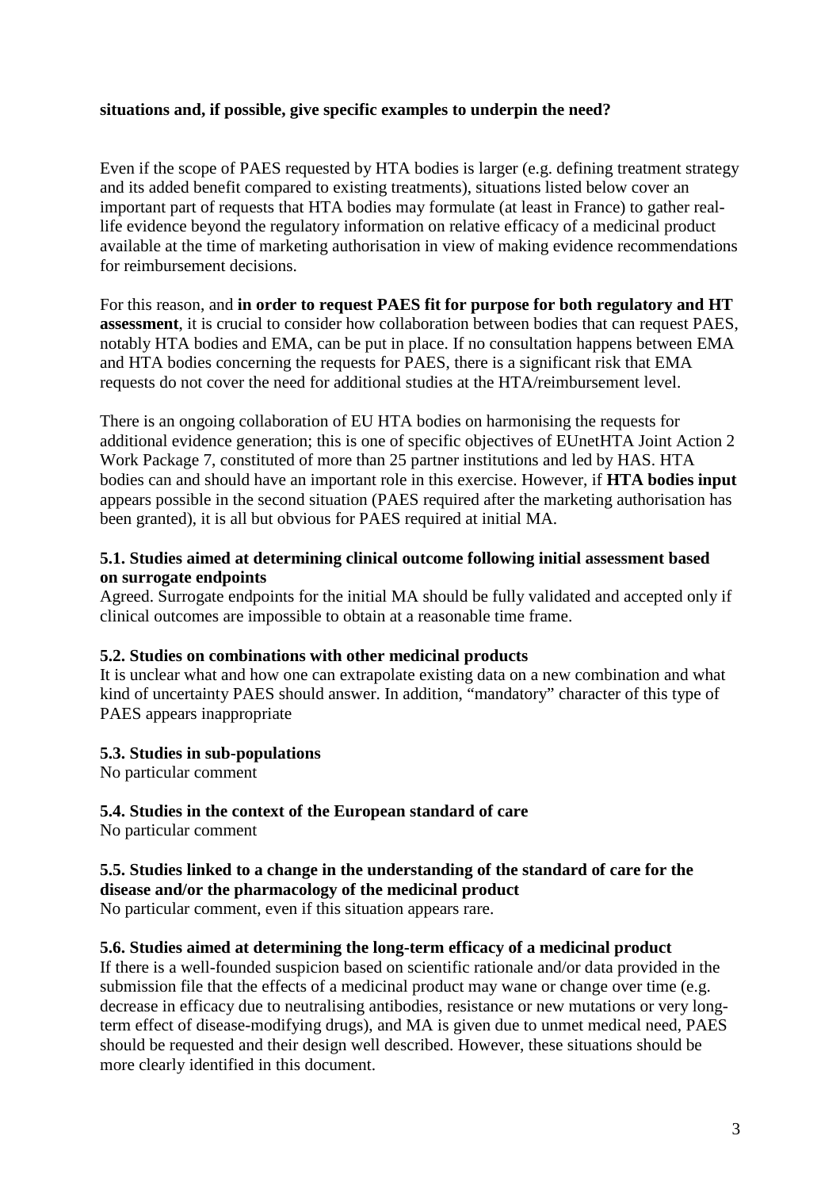**situations and, if possible, give specific examples to underpin the need?**

Even if the scope of PAES requested by HTA bodies is larger (e.g. defining treatment strategy and its added benefit compared to existing treatments), situations listed below cover an important part of requests that HTA bodies may formulate (at least in France) to gather real-life evidence beyond the regulatory information on relative efficacy of a medicinal product available at the time of marketing authorisation in view of making evidence recommendations for reimbursement decisions.

For this reason, and **in order to request PAES fit for purpose for both regulatory and HT assessment**, it is crucial to consider how collaboration between bodies that can request PAES, notably HTA bodies and EMA, can be put in place. If no consultation happens between EMA and HTA bodies concerning the requests for PAES, there is a significant risk that EMA requests do not cover the need for additional studies at the HTA/reimbursement level.

There is an ongoing collaboration of EU HTA bodies on harmonising the requests for additional evidence generation; this is one of specific objectives of EUnetHTA Joint Action 2 Work Package 7, constituted of more than 25 partner institutions and led by HAS. HTA bodies can and should have an important role in this exercise. However, if **HTA bodies input** appears possible in the second situation (PAES required after the marketing authorisation has been granted), it is all but obvious for PAES required at initial MA.

**5.1. Studies aimed at determining clinical outcome following initial assessment based on surrogate endpoints**

Agreed. Surrogate endpoints for the initial MA should be fully validated and accepted only if clinical outcomes are impossible to obtain at a reasonable time frame.

**5.2. Studies on combinations with other medicinal products**

It is unclear what and how one can extrapolate existing data on a new combination and what kind of uncertainty PAES should answer. In addition, "mandatory" character of this type of PAES appears inappropriate

**5.3. Studies in sub-populations**

No particular comment

**5.4. Studies in the context of the European standard of care**

No particular comment

**5.5. Studies linked to a change in the understanding of the standard of care for the disease and/or the pharmacology of the medicinal product**

No particular comment, even if this situation appears rare.

**5.6. Studies aimed at determining the long-term efficacy of a medicinal product**

If there is a well-founded suspicion based on scientific rationale and/or data provided in the submission file that the effects of a medicinal product may wane or change over time (e.g. decrease in efficacy due to neutralising antibodies, resistance or new mutations or very long-term effect of disease-modifying drugs), and MA is given due to unmet medical need, PAES should be requested and their design well described. However, these situations should be more clearly identified in this document.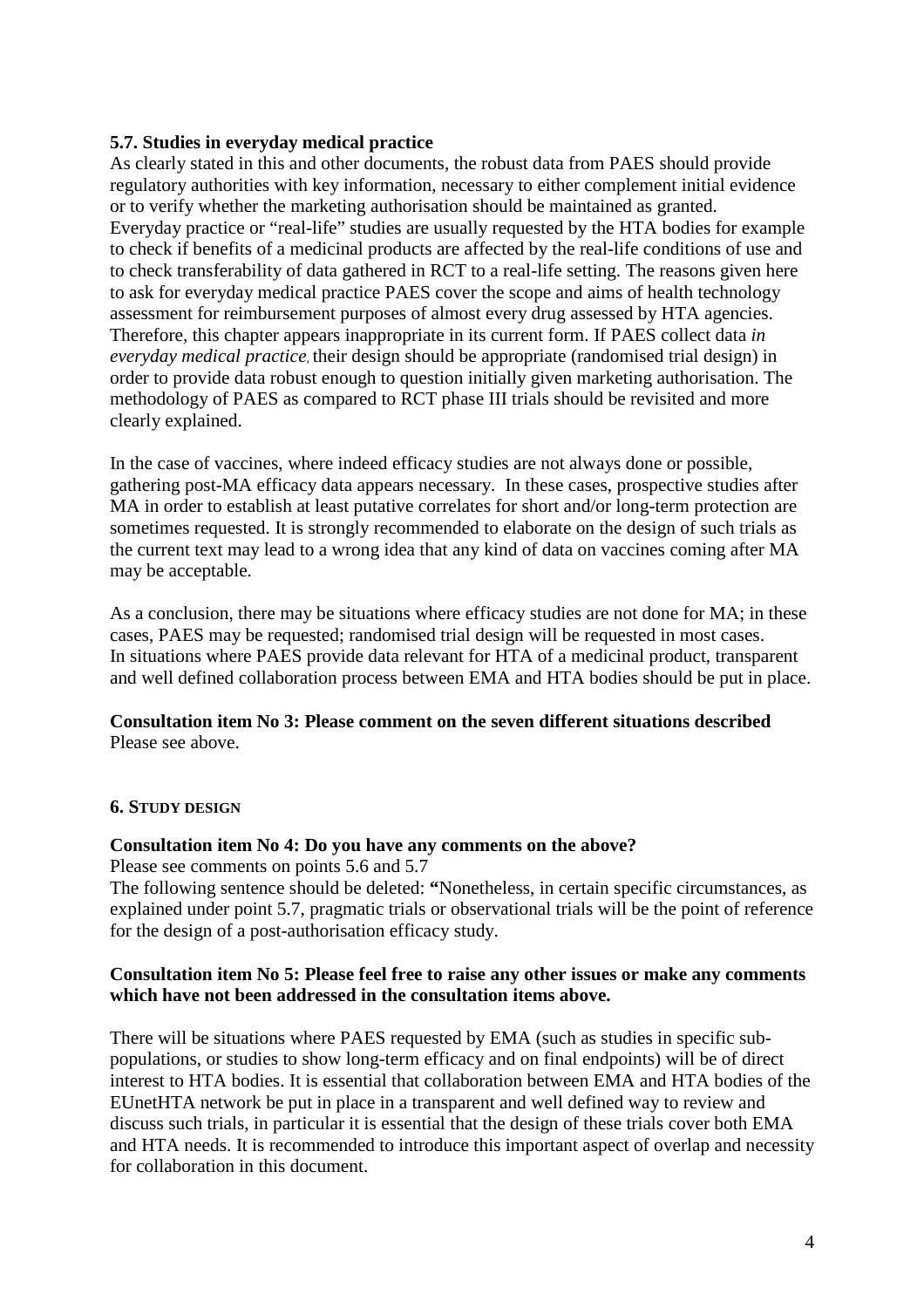**5.7. Studies in everyday medical practice**

As clearly stated in this and other documents, the robust data from PAES should provide regulatory authorities with key information, necessary to either complement initial evidence or to verify whether the marketing authorisation should be maintained as granted. Everyday practice or "real-life" studies are usually requested by the HTA bodies for example to check if benefits of a medicinal products are affected by the real-life conditions of use and to check transferability of data gathered in RCT to a real-life setting. The reasons given here to ask for everyday medical practice PAES cover the scope and aims of health technology assessment for reimbursement purposes of almost every drug assessed by HTA agencies. Therefore, this chapter appears inappropriate in its current form. If PAES collect data *in everyday medical practice*, their design should be appropriate (randomised trial design) in order to provide data robust enough to question initially given marketing authorisation. The methodology of PAES as compared to RCT phase III trials should be revisited and more clearly explained.

In the case of vaccines, where indeed efficacy studies are not always done or possible, gathering post-MA efficacy data appears necessary. In these cases, prospective studies after MA in order to establish at least putative correlates for short and/or long-term protection are sometimes requested. It is strongly recommended to elaborate on the design of such trials as the current text may lead to a wrong idea that any kind of data on vaccines coming after MA may be acceptable.

As a conclusion, there may be situations where efficacy studies are not done for MA; in these cases, PAES may be requested; randomised trial design will be requested in most cases. In situations where PAES provide data relevant for HTA of a medicinal product, transparent and well defined collaboration process between EMA and HTA bodies should be put in place.

**Consultation item No 3: Please comment on the seven different situations described**
Please see above.

**6. STUDY DESIGN**

**Consultation item No 4: Do you have any comments on the above?**
Please see comments on points 5.6 and 5.7
The following sentence should be deleted: **"**Nonetheless, in certain specific circumstances, as explained under point 5.7, pragmatic trials or observational trials will be the point of reference for the design of a post-authorisation efficacy study.

**Consultation item No 5: Please feel free to raise any other issues or make any comments which have not been addressed in the consultation items above.**

There will be situations where PAES requested by EMA (such as studies in specific sub-populations, or studies to show long-term efficacy and on final endpoints) will be of direct interest to HTA bodies. It is essential that collaboration between EMA and HTA bodies of the EUnetHTA network be put in place in a transparent and well defined way to review and discuss such trials, in particular it is essential that the design of these trials cover both EMA and HTA needs. It is recommended to introduce this important aspect of overlap and necessity for collaboration in this document.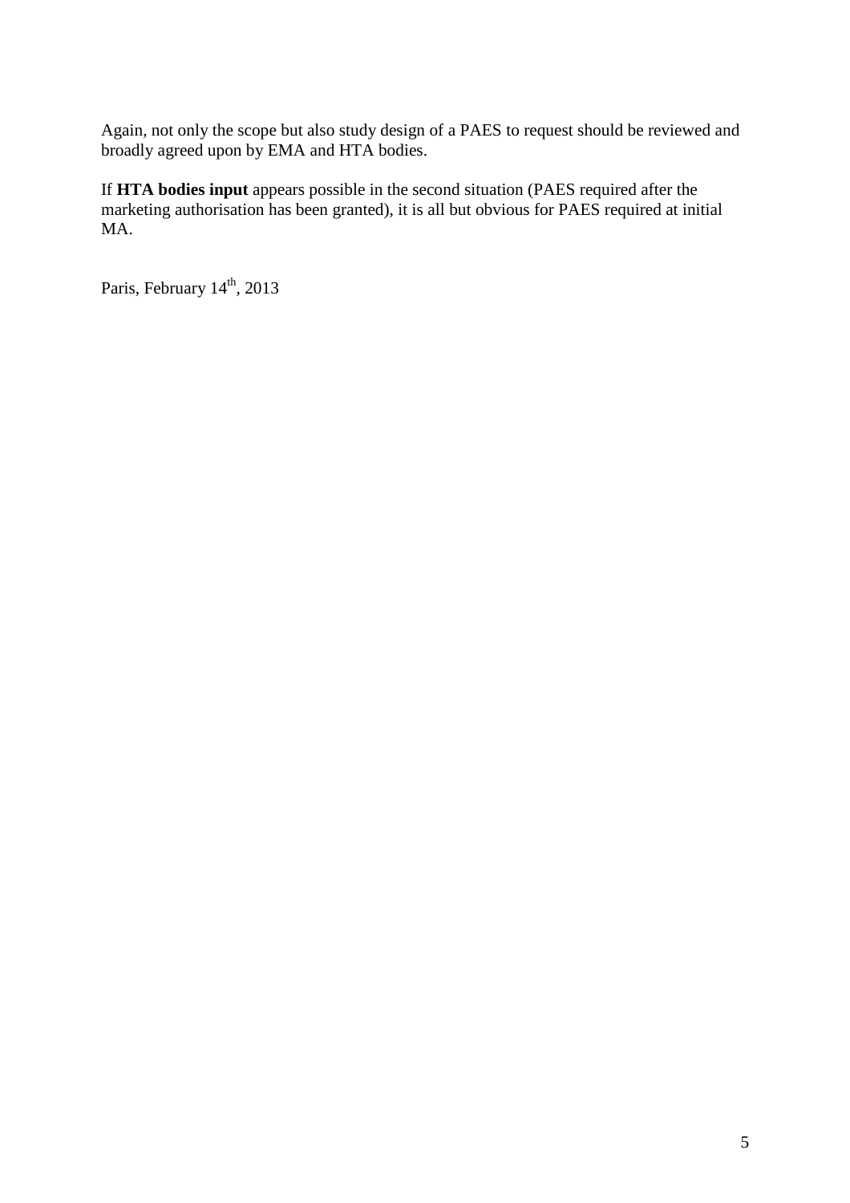Again, not only the scope but also study design of a PAES to request should be reviewed and broadly agreed upon by EMA and HTA bodies.

If **HTA bodies input** appears possible in the second situation (PAES required after the marketing authorisation has been granted), it is all but obvious for PAES required at initial MA.

Paris, February 14th, 2013